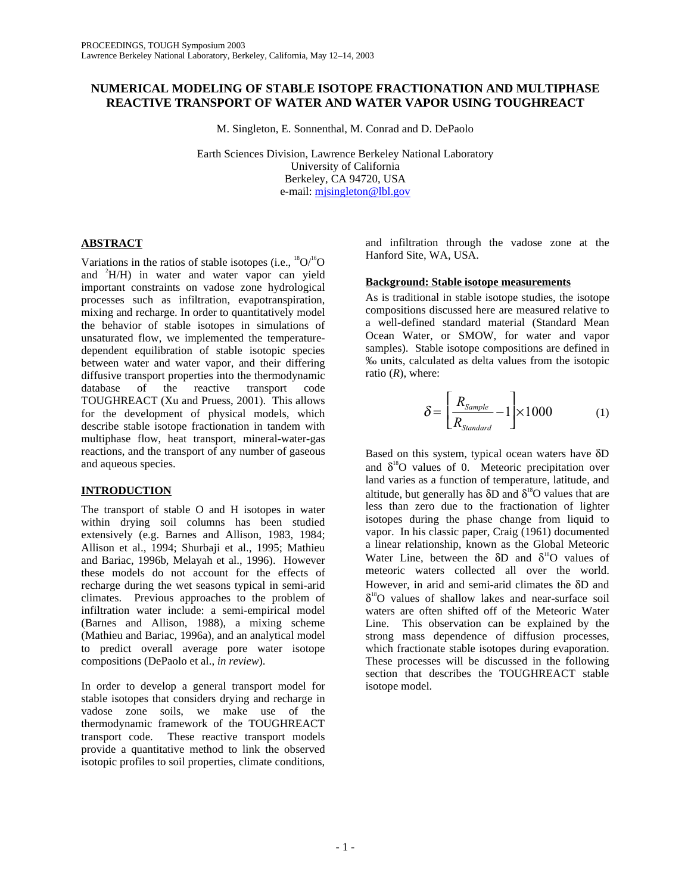# NUMERICAL MODELING OF STABLE ISOTOPE FRACTIONATION AND MULTIPHASE REACTIVE TRANSPORT OF WATER AND WATER VAPOR USING TOUGHREACT

M. Singleton, E. Sonnenthal, M. Conrad and D. DePaolo

Earth Sciences Division, Lawrence Berkeley National Laboratory
University of California
Berkeley, CA 94720, USA
e-mail: mjsingleton@lbl.gov

## ABSTRACT

Variations in the ratios of stable isotopes (i.e., $^{18}O/^{16}O$ and $^{2}H/H$) in water and water vapor can yield important constraints on vadose zone hydrological processes such as infiltration, evapotranspiration, mixing and recharge. In order to quantitatively model the behavior of stable isotopes in simulations of unsaturated flow, we implemented the temperature-dependent equilibration of stable isotopic species between water and water vapor, and their differing diffusive transport properties into the thermodynamic database of the reactive transport code TOUGHREACT (Xu and Pruess, 2001). This allows for the development of physical models, which describe stable isotope fractionation in tandem with multiphase flow, heat transport, mineral-water-gas reactions, and the transport of any number of gaseous and aqueous species.

## INTRODUCTION

The transport of stable O and H isotopes in water within drying soil columns has been studied extensively (e.g. Barnes and Allison, 1983, 1984; Allison et al., 1994; Shurbaji et al., 1995; Mathieu and Bariac, 1996b, Melayah et al., 1996). However these models do not account for the effects of recharge during the wet seasons typical in semi-arid climates. Previous approaches to the problem of infiltration water include: a semi-empirical model (Barnes and Allison, 1988), a mixing scheme (Mathieu and Bariac, 1996a), and an analytical model to predict overall average pore water isotope compositions (DePaolo et al., *in review*).

In order to develop a general transport model for stable isotopes that considers drying and recharge in vadose zone soils, we make use of the thermodynamic framework of the TOUGHREACT transport code. These reactive transport models provide a quantitative method to link the observed isotopic profiles to soil properties, climate conditions, and infiltration through the vadose zone at the Hanford Site, WA, USA.

### Background: Stable isotope measurements

As is traditional in stable isotope studies, the isotope compositions discussed here are measured relative to a well-defined standard material (Standard Mean Ocean Water, or SMOW, for water and vapor samples). Stable isotope compositions are defined in ‰ units, calculated as delta values from the isotopic ratio ($R$), where:

$$\delta = \left[\frac{R_{Sample}}{R_{Standard}} - 1\right] \times 1000 \qquad (1)$$

Based on this system, typical ocean waters have $\delta D$ and $\delta^{18}O$ values of 0. Meteoric precipitation over land varies as a function of temperature, latitude, and altitude, but generally has $\delta D$ and $\delta^{18}O$ values that are less than zero due to the fractionation of lighter isotopes during the phase change from liquid to vapor. In his classic paper, Craig (1961) documented a linear relationship, known as the Global Meteoric Water Line, between the $\delta D$ and $\delta^{18}O$ values of meteoric waters collected all over the world. However, in arid and semi-arid climates the $\delta D$ and $\delta^{18}O$ values of shallow lakes and near-surface soil waters are often shifted off of the Meteoric Water Line. This observation can be explained by the strong mass dependence of diffusion processes, which fractionate stable isotopes during evaporation. These processes will be discussed in the following section that describes the TOUGHREACT stable isotope model.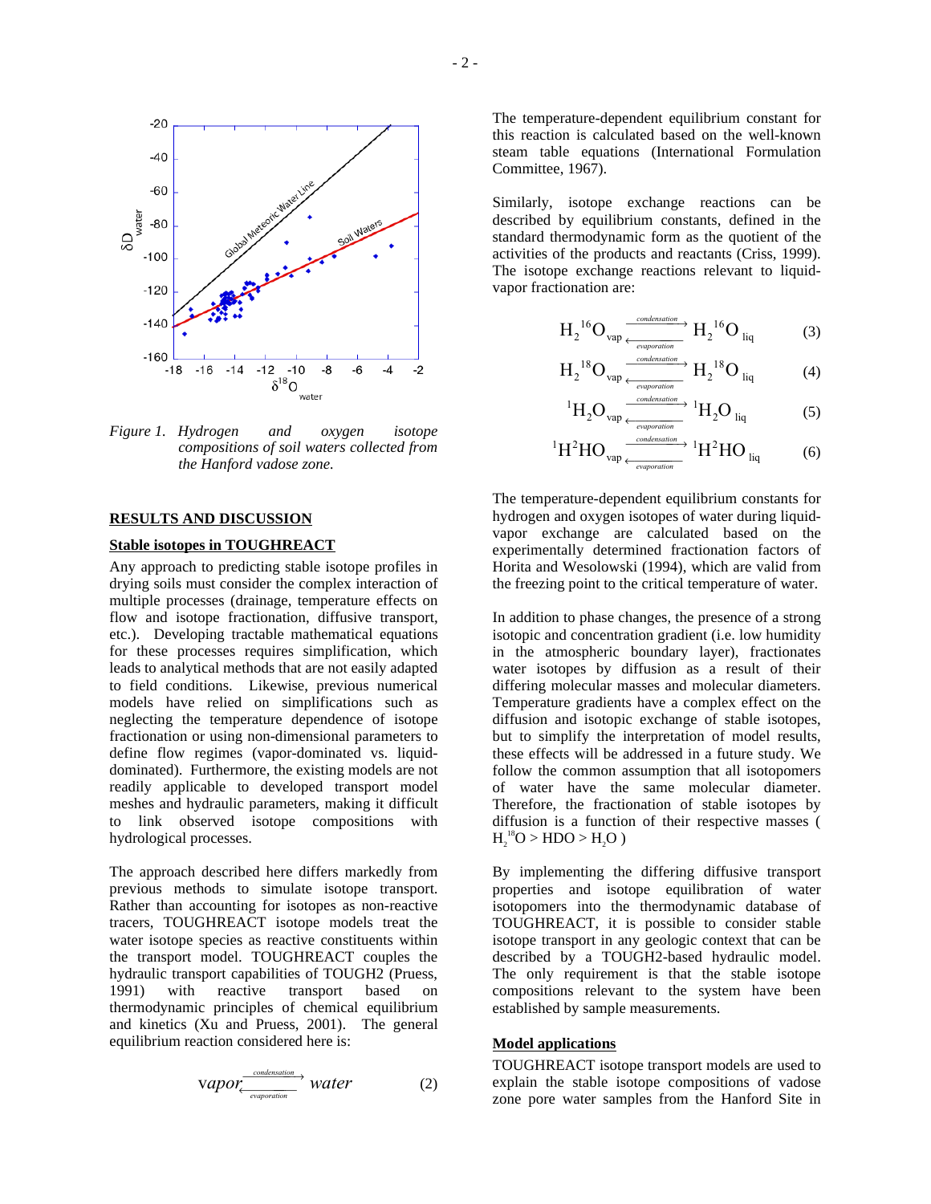*Figure 1. Hydrogen and oxygen isotope compositions of soil waters collected from the Hanford vadose zone.*

## RESULTS AND DISCUSSION

### Stable isotopes in TOUGHREACT

Any approach to predicting stable isotope profiles in drying soils must consider the complex interaction of multiple processes (drainage, temperature effects on flow and isotope fractionation, diffusive transport, etc.). Developing tractable mathematical equations for these processes requires simplification, which leads to analytical methods that are not easily adapted to field conditions. Likewise, previous numerical models have relied on simplifications such as neglecting the temperature dependence of isotope fractionation or using non-dimensional parameters to define flow regimes (vapor-dominated vs. liquid-dominated). Furthermore, the existing models are not readily applicable to developed transport model meshes and hydraulic parameters, making it difficult to link observed isotope compositions with hydrological processes.

The approach described here differs markedly from previous methods to simulate isotope transport. Rather than accounting for isotopes as non-reactive tracers, TOUGHREACT isotope models treat the water isotope species as reactive constituents within the transport model. TOUGHREACT couples the hydraulic transport capabilities of TOUGH2 (Pruess, 1991) with reactive transport based on thermodynamic principles of chemical equilibrium and kinetics (Xu and Pruess, 2001). The general equilibrium reaction considered here is:

$$vapor \underset{evaporation}{\overset{condensation}{\rightleftarrows}} water \qquad (2)$$

The temperature-dependent equilibrium constant for this reaction is calculated based on the well-known steam table equations (International Formulation Committee, 1967).

Similarly, isotope exchange reactions can be described by equilibrium constants, defined in the standard thermodynamic form as the quotient of the activities of the products and reactants (Criss, 1999). The isotope exchange reactions relevant to liquid-vapor fractionation are:

$$H_2{}^{16}O_{vap} \underset{evaporation}{\overset{condensation}{\rightleftarrows}} H_2{}^{16}O_{liq} \qquad (3)$$

$$H_2{}^{18}O_{vap} \underset{evaporation}{\overset{condensation}{\rightleftarrows}} H_2{}^{18}O_{liq} \qquad (4)$$

$${}^1H_2O_{vap} \underset{evaporation}{\overset{condensation}{\rightleftarrows}} {}^1H_2O_{liq} \qquad (5)$$

$${}^1H^2HO_{vap} \underset{evaporation}{\overset{condensation}{\rightleftarrows}} {}^1H^2HO_{liq} \qquad (6)$$

The temperature-dependent equilibrium constants for hydrogen and oxygen isotopes of water during liquid-vapor exchange are calculated based on the experimentally determined fractionation factors of Horita and Wesolowski (1994), which are valid from the freezing point to the critical temperature of water.

In addition to phase changes, the presence of a strong isotopic and concentration gradient (i.e. low humidity in the atmospheric boundary layer), fractionates water isotopes by diffusion as a result of their differing molecular masses and molecular diameters. Temperature gradients have a complex effect on the diffusion and isotopic exchange of stable isotopes, but to simplify the interpretation of model results, these effects will be addressed in a future study. We follow the common assumption that all isotopomers of water have the same molecular diameter. Therefore, the fractionation of stable isotopes by diffusion is a function of their respective masses ( $H_2{}^{18}O > HDO > H_2O$ )

By implementing the differing diffusive transport properties and isotope equilibration of water isotopomers into the thermodynamic database of TOUGHREACT, it is possible to consider stable isotope transport in any geologic context that can be described by a TOUGH2-based hydraulic model. The only requirement is that the stable isotope compositions relevant to the system have been established by sample measurements.

### Model applications

TOUGHREACT isotope transport models are used to explain the stable isotope compositions of vadose zone pore water samples from the Hanford Site in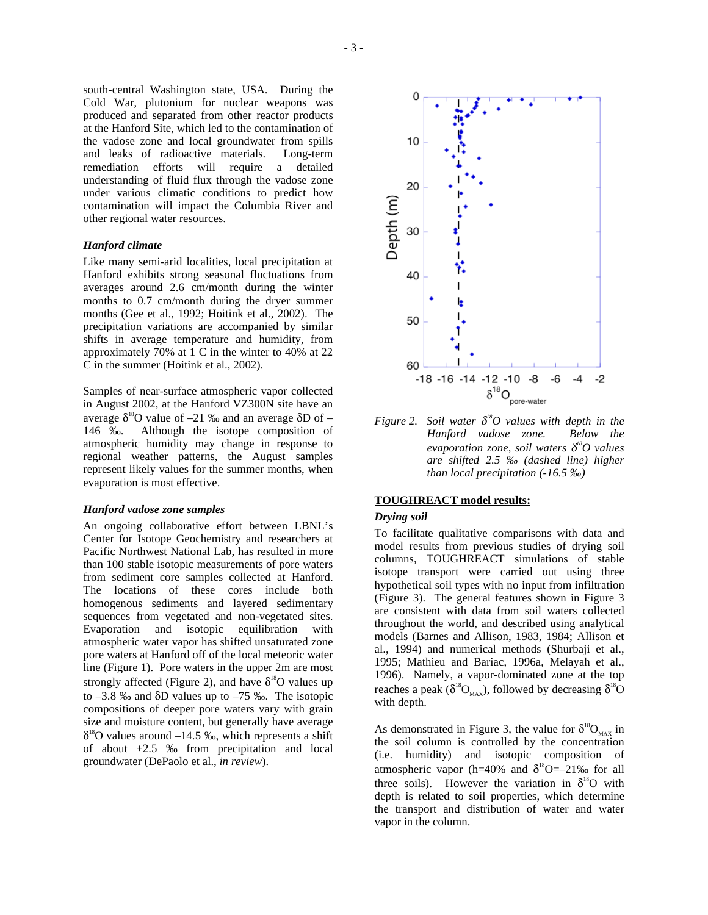south-central Washington state, USA. During the Cold War, plutonium for nuclear weapons was produced and separated from other reactor products at the Hanford Site, which led to the contamination of the vadose zone and local groundwater from spills and leaks of radioactive materials. Long-term remediation efforts will require a detailed understanding of fluid flux through the vadose zone under various climatic conditions to predict how contamination will impact the Columbia River and other regional water resources.

### *Hanford climate*

Like many semi-arid localities, local precipitation at Hanford exhibits strong seasonal fluctuations from averages around 2.6 cm/month during the winter months to 0.7 cm/month during the dryer summer months (Gee et al., 1992; Hoitink et al., 2002). The precipitation variations are accompanied by similar shifts in average temperature and humidity, from approximately 70% at 1 C in the winter to 40% at 22 C in the summer (Hoitink et al., 2002).

Samples of near-surface atmospheric vapor collected in August 2002, at the Hanford VZ300N site have an average $\delta^{18}O$ value of –21 ‰ and an average $\delta D$ of –146 ‰. Although the isotope composition of atmospheric humidity may change in response to regional weather patterns, the August samples represent likely values for the summer months, when evaporation is most effective.

### *Hanford vadose zone samples*

An ongoing collaborative effort between LBNL's Center for Isotope Geochemistry and researchers at Pacific Northwest National Lab, has resulted in more than 100 stable isotopic measurements of pore waters from sediment core samples collected at Hanford. The locations of these cores include both homogenous sediments and layered sedimentary sequences from vegetated and non-vegetated sites. Evaporation and isotopic equilibration with atmospheric water vapor has shifted unsaturated zone pore waters at Hanford off of the local meteoric water line (Figure 1). Pore waters in the upper 2m are most strongly affected (Figure 2), and have $\delta^{18}O$ values up to –3.8 ‰ and $\delta D$ values up to –75 ‰. The isotopic compositions of deeper pore waters vary with grain size and moisture content, but generally have average $\delta^{18}O$ values around –14.5 ‰, which represents a shift of about +2.5 ‰ from precipitation and local groundwater (DePaolo et al., *in review*).

*Figure 2. Soil water $\delta^{18}O$ values with depth in the Hanford vadose zone. Below the evaporation zone, soil waters $\delta^{18}O$ values are shifted 2.5 ‰ (dashed line) higher than local precipitation (-16.5 ‰)*

## TOUGHREACT model results:

### *Drying soil*

To facilitate qualitative comparisons with data and model results from previous studies of drying soil columns, TOUGHREACT simulations of stable isotope transport were carried out using three hypothetical soil types with no input from infiltration (Figure 3). The general features shown in Figure 3 are consistent with data from soil waters collected throughout the world, and described using analytical models (Barnes and Allison, 1983, 1984; Allison et al., 1994) and numerical methods (Shurbaji et al., 1995; Mathieu and Bariac, 1996a, Melayah et al., 1996). Namely, a vapor-dominated zone at the top reaches a peak ($\delta^{18}O_{MAX}$), followed by decreasing $\delta^{18}O$ with depth.

As demonstrated in Figure 3, the value for $\delta^{18}O_{MAX}$ in the soil column is controlled by the concentration (i.e. humidity) and isotopic composition of atmospheric vapor (h=40% and $\delta^{18}O$=–21‰ for all three soils). However the variation in $\delta^{18}O$ with depth is related to soil properties, which determine the transport and distribution of water and water vapor in the column.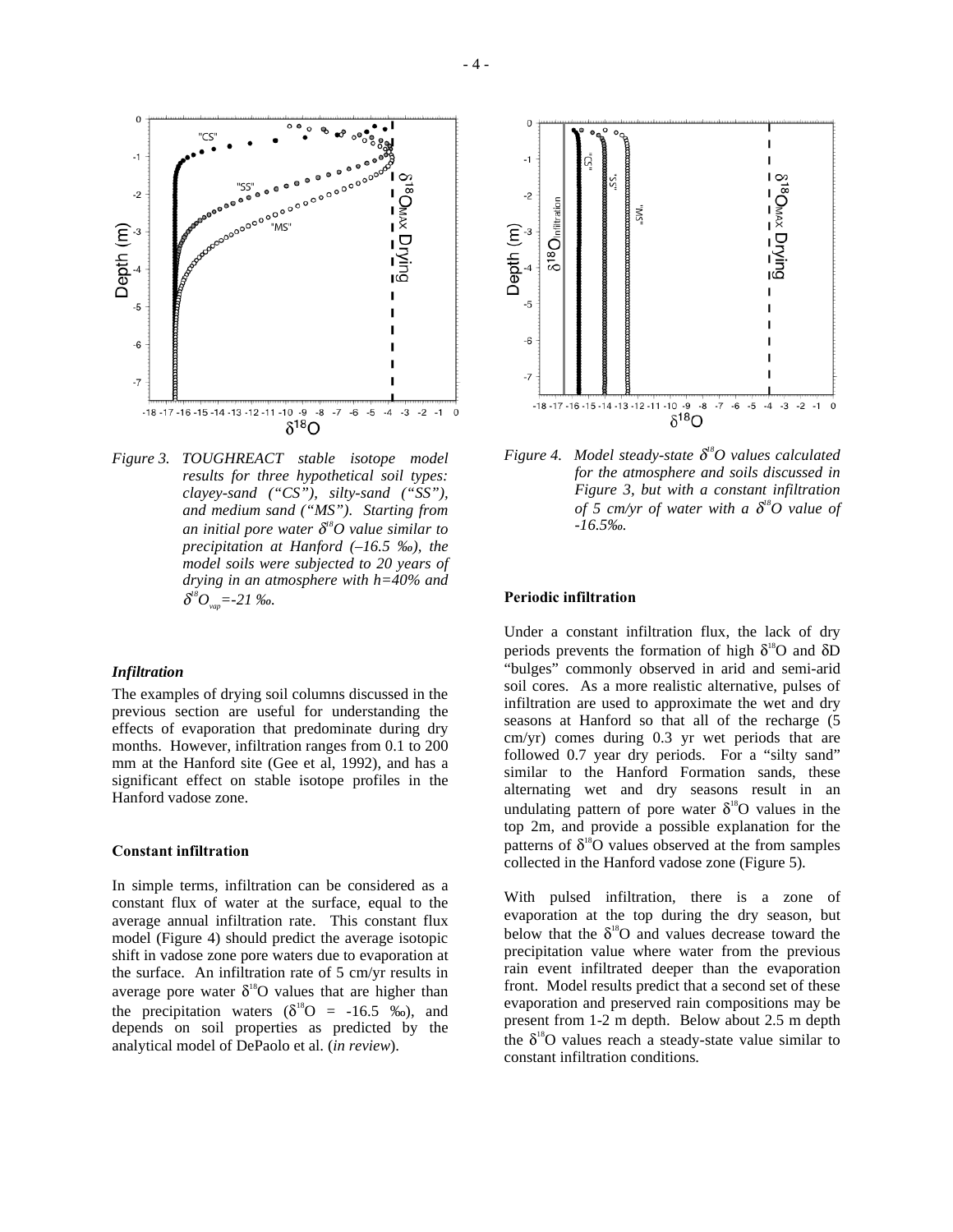*Figure 3. TOUGHREACT stable isotope model results for three hypothetical soil types: clayey-sand ("CS"), silty-sand ("SS"), and medium sand ("MS"). Starting from an initial pore water $\delta^{18}O$ value similar to precipitation at Hanford (–16.5 ‰), the model soils were subjected to 20 years of drying in an atmosphere with h=40% and $\delta^{18}O_{vap}$=-21 ‰.*

### *Infiltration*

The examples of drying soil columns discussed in the previous section are useful for understanding the effects of evaporation that predominate during dry months. However, infiltration ranges from 0.1 to 200 mm at the Hanford site (Gee et al, 1992), and has a significant effect on stable isotope profiles in the Hanford vadose zone.

### Constant infiltration

In simple terms, infiltration can be considered as a constant flux of water at the surface, equal to the average annual infiltration rate. This constant flux model (Figure 4) should predict the average isotopic shift in vadose zone pore waters due to evaporation at the surface. An infiltration rate of 5 cm/yr results in average pore water $\delta^{18}O$ values that are higher than the precipitation waters ($\delta^{18}O$ = -16.5 ‰), and depends on soil properties as predicted by the analytical model of DePaolo et al. (*in review*).

*Figure 4. Model steady-state $\delta^{18}O$ values calculated for the atmosphere and soils discussed in Figure 3, but with a constant infiltration of 5 cm/yr of water with a $\delta^{18}O$ value of -16.5‰.*

### Periodic infiltration

Under a constant infiltration flux, the lack of dry periods prevents the formation of high $\delta^{18}O$ and $\delta D$ "bulges" commonly observed in arid and semi-arid soil cores. As a more realistic alternative, pulses of infiltration are used to approximate the wet and dry seasons at Hanford so that all of the recharge (5 cm/yr) comes during 0.3 yr wet periods that are followed 0.7 year dry periods. For a "silty sand" similar to the Hanford Formation sands, these alternating wet and dry seasons result in an undulating pattern of pore water $\delta^{18}O$ values in the top 2m, and provide a possible explanation for the patterns of $\delta^{18}O$ values observed at the from samples collected in the Hanford vadose zone (Figure 5).

With pulsed infiltration, there is a zone of evaporation at the top during the dry season, but below that the $\delta^{18}O$ and values decrease toward the precipitation value where water from the previous rain event infiltrated deeper than the evaporation front. Model results predict that a second set of these evaporation and preserved rain compositions may be present from 1-2 m depth. Below about 2.5 m depth the $\delta^{18}O$ values reach a steady-state value similar to constant infiltration conditions.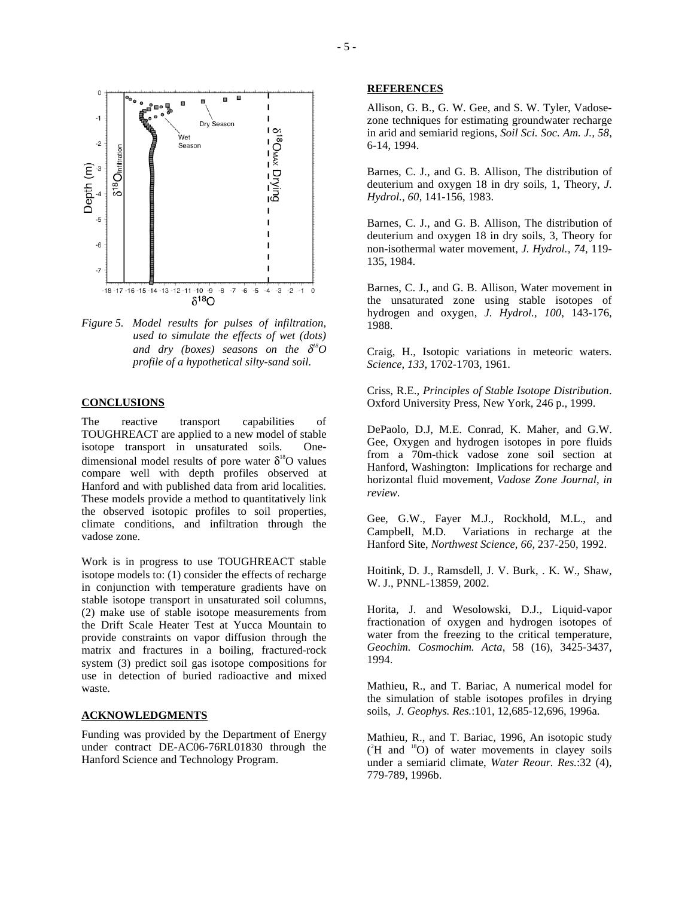*Figure 5. Model results for pulses of infiltration, used to simulate the effects of wet (dots) and dry (boxes) seasons on the $\delta^{18}O$ profile of a hypothetical silty-sand soil.*

## CONCLUSIONS

The reactive transport capabilities of TOUGHREACT are applied to a new model of stable isotope transport in unsaturated soils. One-dimensional model results of pore water $\delta^{18}O$ values compare well with depth profiles observed at Hanford and with published data from arid localities. These models provide a method to quantitatively link the observed isotopic profiles to soil properties, climate conditions, and infiltration through the vadose zone.

Work is in progress to use TOUGHREACT stable isotope models to: (1) consider the effects of recharge in conjunction with temperature gradients have on stable isotope transport in unsaturated soil columns, (2) make use of stable isotope measurements from the Drift Scale Heater Test at Yucca Mountain to provide constraints on vapor diffusion through the matrix and fractures in a boiling, fractured-rock system (3) predict soil gas isotope compositions for use in detection of buried radioactive and mixed waste.

## ACKNOWLEDGMENTS

Funding was provided by the Department of Energy under contract DE-AC06-76RL01830 through the Hanford Science and Technology Program.

## REFERENCES

Allison, G. B., G. W. Gee, and S. W. Tyler, Vadose-zone techniques for estimating groundwater recharge in arid and semiarid regions, *Soil Sci. Soc. Am. J.*, *58*, 6-14, 1994.

Barnes, C. J., and G. B. Allison, The distribution of deuterium and oxygen 18 in dry soils, 1, Theory, *J. Hydrol.*, *60*, 141-156, 1983.

Barnes, C. J., and G. B. Allison, The distribution of deuterium and oxygen 18 in dry soils, 3, Theory for non-isothermal water movement, *J. Hydrol.*, *74*, 119-135, 1984.

Barnes, C. J., and G. B. Allison, Water movement in the unsaturated zone using stable isotopes of hydrogen and oxygen, *J. Hydrol.*, *100*, 143-176, 1988.

Craig, H., Isotopic variations in meteoric waters. *Science*, *133*, 1702-1703, 1961.

Criss, R.E., *Principles of Stable Isotope Distribution*. Oxford University Press, New York, 246 p., 1999.

DePaolo, D.J, M.E. Conrad, K. Maher, and G.W. Gee, Oxygen and hydrogen isotopes in pore fluids from a 70m-thick vadose zone soil section at Hanford, Washington: Implications for recharge and horizontal fluid movement, *Vadose Zone Journal*, *in review*.

Gee, G.W., Fayer M.J., Rockhold, M.L., and Campbell, M.D. Variations in recharge at the Hanford Site, *Northwest Science, 66*, 237-250, 1992.

Hoitink, D. J., Ramsdell, J. V. Burk, . K. W., Shaw, W. J., PNNL-13859, 2002.

Horita, J. and Wesolowski, D.J., Liquid-vapor fractionation of oxygen and hydrogen isotopes of water from the freezing to the critical temperature, *Geochim. Cosmochim. Acta*, 58 (16), 3425-3437, 1994.

Mathieu, R., and T. Bariac, A numerical model for the simulation of stable isotopes profiles in drying soils, *J. Geophys. Res.*:101, 12,685-12,696, 1996a.

Mathieu, R., and T. Bariac, 1996, An isotopic study ($^{2}H$ and $^{18}O$) of water movements in clayey soils under a semiarid climate, *Water Reour. Res.*:32 (4), 779-789, 1996b.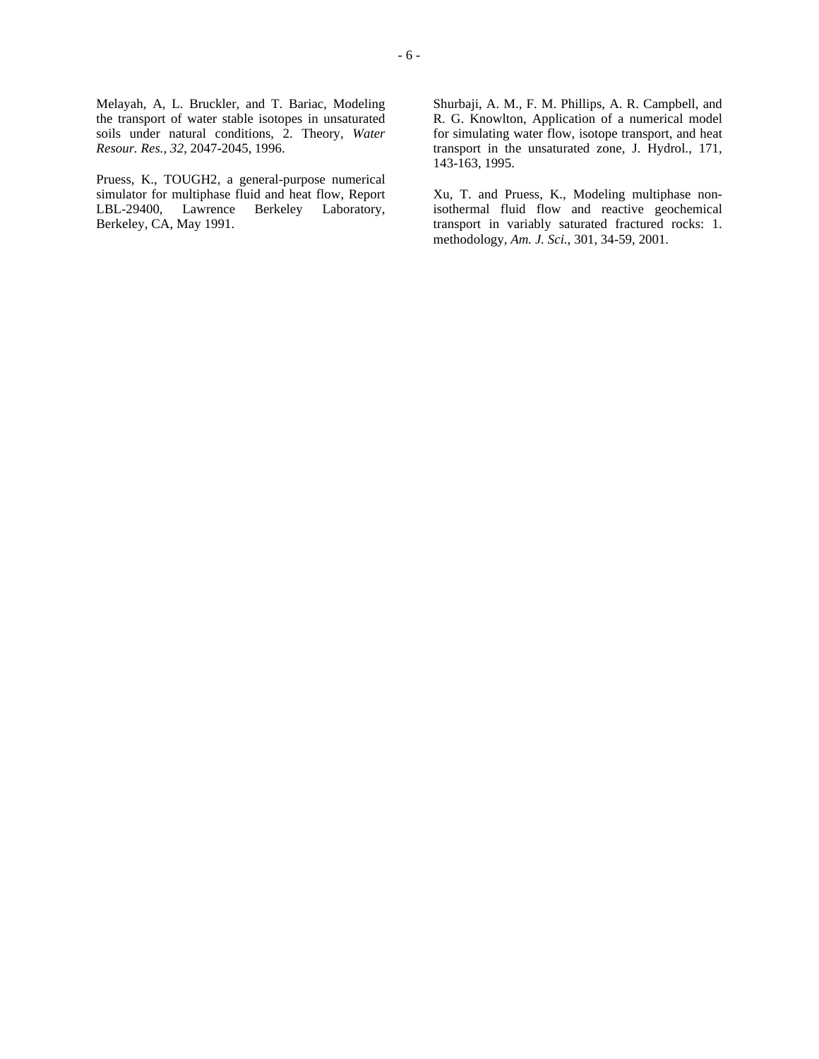Melayah, A, L. Bruckler, and T. Bariac, Modeling the transport of water stable isotopes in unsaturated soils under natural conditions, 2. Theory, *Water Resour. Res., 32*, 2047-2045, 1996.

Pruess, K., TOUGH2, a general-purpose numerical simulator for multiphase fluid and heat flow, Report LBL-29400, Lawrence Berkeley Laboratory, Berkeley, CA, May 1991.

Shurbaji, A. M., F. M. Phillips, A. R. Campbell, and R. G. Knowlton, Application of a numerical model for simulating water flow, isotope transport, and heat transport in the unsaturated zone, J. Hydrol., 171, 143-163, 1995.

Xu, T. and Pruess, K., Modeling multiphase non-isothermal fluid flow and reactive geochemical transport in variably saturated fractured rocks: 1. methodology, *Am. J. Sci.*, 301, 34-59, 2001.